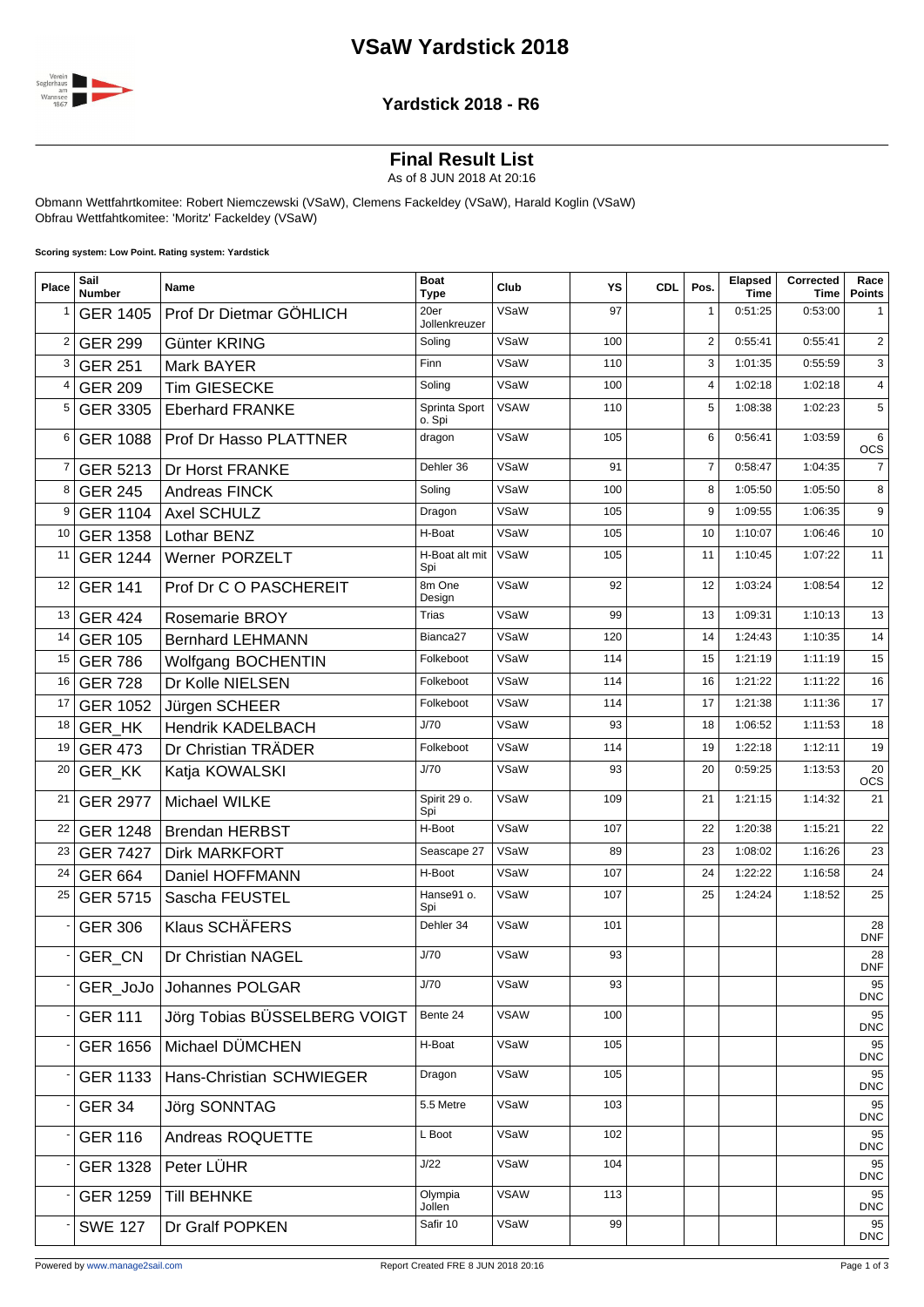# VSaW Yardstick 2018

## Yardstick 2018 - R6

### Final Result List

As of 8 JUN 2018 At 20:16

Obmann Wettfahrtkomitee: Robert Niemczewski (VSaW), Clemens Fackeldey (VSaW), Harald Koglin (VSaW)
Obfrau Wettfahtkomitee: 'Moritz' Fackeldey (VSaW)

**Scoring system: Low Point. Rating system: Yardstick**

| Place | Sail Number | Name | Boat Type | Club | YS | CDL | Pos. | Elapsed Time | Corrected Time | Race Points |
|---|---|---|---|---|---|---|---|---|---|---|
| 1 | GER 1405 | Prof Dr Dietmar GÖHLICH | 20er Jollenkreuzer | VSaW | 97 | | 1 | 0:51:25 | 0:53:00 | 1 |
| 2 | GER 299 | Günter KRING | Soling | VSaW | 100 | | 2 | 0:55:41 | 0:55:41 | 2 |
| 3 | GER 251 | Mark BAYER | Finn | VSaW | 110 | | 3 | 1:01:35 | 0:55:59 | 3 |
| 4 | GER 209 | Tim GIESECKE | Soling | VSaW | 100 | | 4 | 1:02:18 | 1:02:18 | 4 |
| 5 | GER 3305 | Eberhard FRANKE | Sprinta Sport o. Spi | VSAW | 110 | | 5 | 1:08:38 | 1:02:23 | 5 |
| 6 | GER 1088 | Prof Dr Hasso PLATTNER | dragon | VSaW | 105 | | 6 | 0:56:41 | 1:03:59 | 6 OCS |
| 7 | GER 5213 | Dr Horst FRANKE | Dehler 36 | VSaW | 91 | | 7 | 0:58:47 | 1:04:35 | 7 |
| 8 | GER 245 | Andreas FINCK | Soling | VSaW | 100 | | 8 | 1:05:50 | 1:05:50 | 8 |
| 9 | GER 1104 | Axel SCHULZ | Dragon | VSaW | 105 | | 9 | 1:09:55 | 1:06:35 | 9 |
| 10 | GER 1358 | Lothar BENZ | H-Boat | VSaW | 105 | | 10 | 1:10:07 | 1:06:46 | 10 |
| 11 | GER 1244 | Werner PORZELT | H-Boat alt mit Spi | VSaW | 105 | | 11 | 1:10:45 | 1:07:22 | 11 |
| 12 | GER 141 | Prof Dr C O PASCHEREIT | 8m One Design | VSaW | 92 | | 12 | 1:03:24 | 1:08:54 | 12 |
| 13 | GER 424 | Rosemarie BROY | Trias | VSaW | 99 | | 13 | 1:09:31 | 1:10:13 | 13 |
| 14 | GER 105 | Bernhard LEHMANN | Bianca27 | VSaW | 120 | | 14 | 1:24:43 | 1:10:35 | 14 |
| 15 | GER 786 | Wolfgang BOCHENTIN | Folkeboot | VSaW | 114 | | 15 | 1:21:19 | 1:11:19 | 15 |
| 16 | GER 728 | Dr Kolle NIELSEN | Folkeboot | VSaW | 114 | | 16 | 1:21:22 | 1:11:22 | 16 |
| 17 | GER 1052 | Jürgen SCHEER | Folkeboot | VSaW | 114 | | 17 | 1:21:38 | 1:11:36 | 17 |
| 18 | GER_HK | Hendrik KADELBACH | J/70 | VSaW | 93 | | 18 | 1:06:52 | 1:11:53 | 18 |
| 19 | GER 473 | Dr Christian TRÄDER | Folkeboot | VSaW | 114 | | 19 | 1:22:18 | 1:12:11 | 19 |
| 20 | GER_KK | Katja KOWALSKI | J/70 | VSaW | 93 | | 20 | 0:59:25 | 1:13:53 | 20 OCS |
| 21 | GER 2977 | Michael WILKE | Spirit 29 o. Spi | VSaW | 109 | | 21 | 1:21:15 | 1:14:32 | 21 |
| 22 | GER 1248 | Brendan HERBST | H-Boot | VSaW | 107 | | 22 | 1:20:38 | 1:15:21 | 22 |
| 23 | GER 7427 | Dirk MARKFORT | Seascape 27 | VSaW | 89 | | 23 | 1:08:02 | 1:16:26 | 23 |
| 24 | GER 664 | Daniel HOFFMANN | H-Boot | VSaW | 107 | | 24 | 1:22:22 | 1:16:58 | 24 |
| 25 | GER 5715 | Sascha FEUSTEL | Hanse91 o. Spi | VSaW | 107 | | 25 | 1:24:24 | 1:18:52 | 25 |
| - | GER 306 | Klaus SCHÄFERS | Dehler 34 | VSaW | 101 | | | | | 28 DNF |
| - | GER_CN | Dr Christian NAGEL | J/70 | VSaW | 93 | | | | | 28 DNF |
| - | GER_JoJo | Johannes POLGAR | J/70 | VSaW | 93 | | | | | 95 DNC |
| - | GER 111 | Jörg Tobias BÜSSELBERG VOIGT | Bente 24 | VSAW | 100 | | | | | 95 DNC |
| - | GER 1656 | Michael DÜMCHEN | H-Boat | VSaW | 105 | | | | | 95 DNC |
| - | GER 1133 | Hans-Christian SCHWIEGER | Dragon | VSaW | 105 | | | | | 95 DNC |
| - | GER 34 | Jörg SONNTAG | 5.5 Metre | VSaW | 103 | | | | | 95 DNC |
| - | GER 116 | Andreas ROQUETTE | L Boot | VSaW | 102 | | | | | 95 DNC |
| - | GER 1328 | Peter LÜHR | J/22 | VSaW | 104 | | | | | 95 DNC |
| - | GER 1259 | Till BEHNKE | Olympia Jollen | VSAW | 113 | | | | | 95 DNC |
| - | SWE 127 | Dr Gralf POPKEN | Safir 10 | VSaW | 99 | | | | | 95 DNC |

Powered by www.manage2sail.com — Report Created FRE 8 JUN 2018 20:16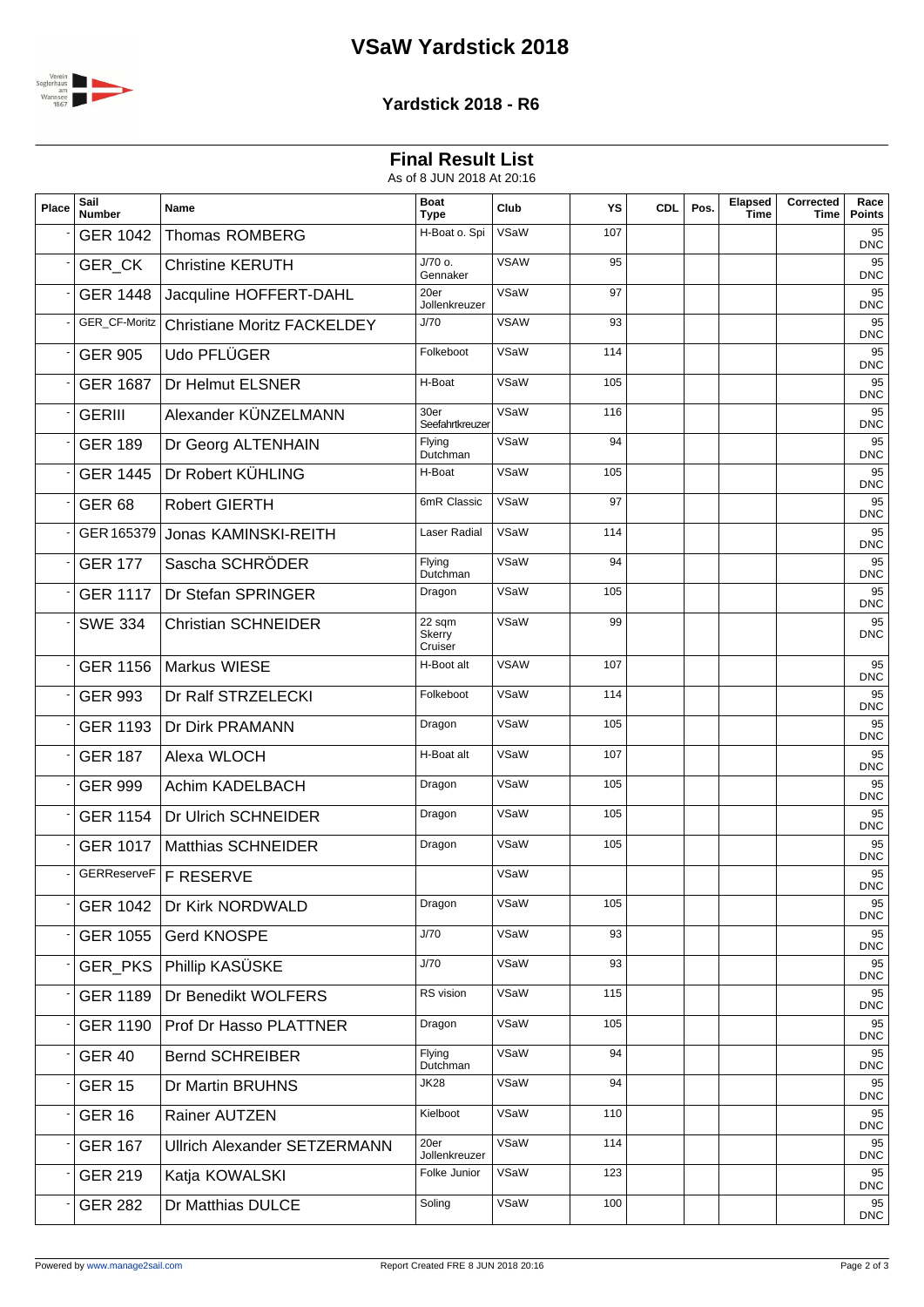# VSaW Yardstick 2018

## Yardstick 2018 - R6

### Final Result List

As of 8 JUN 2018 At 20:16

| Place | Sail Number | Name | Boat Type | Club | YS | CDL | Pos. | Elapsed Time | Corrected Time | Race Points |
|---|---|---|---|---|---|---|---|---|---|---|
| - | GER 1042 | Thomas ROMBERG | H-Boat o. Spi | VSaW | 107 | | | | | 95 DNC |
| - | GER_CK | Christine KERUTH | J/70 o. Gennaker | VSAW | 95 | | | | | 95 DNC |
| - | GER 1448 | Jacquline HOFFERT-DAHL | 20er Jollenkreuzer | VSaW | 97 | | | | | 95 DNC |
| - | GER_CF-Moritz | Christiane Moritz FACKELDEY | J/70 | VSAW | 93 | | | | | 95 DNC |
| - | GER 905 | Udo PFLÜGER | Folkeboot | VSaW | 114 | | | | | 95 DNC |
| - | GER 1687 | Dr Helmut ELSNER | H-Boat | VSaW | 105 | | | | | 95 DNC |
| - | GERIII | Alexander KÜNZELMANN | 30er Seefahrtkreuzer | VSaW | 116 | | | | | 95 DNC |
| - | GER 189 | Dr Georg ALTENHAIN | Flying Dutchman | VSaW | 94 | | | | | 95 DNC |
| - | GER 1445 | Dr Robert KÜHLING | H-Boat | VSaW | 105 | | | | | 95 DNC |
| - | GER 68 | Robert GIERTH | 6mR Classic | VSaW | 97 | | | | | 95 DNC |
| - | GER 165379 | Jonas KAMINSKI-REITH | Laser Radial | VSaW | 114 | | | | | 95 DNC |
| - | GER 177 | Sascha SCHRÖDER | Flying Dutchman | VSaW | 94 | | | | | 95 DNC |
| - | GER 1117 | Dr Stefan SPRINGER | Dragon | VSaW | 105 | | | | | 95 DNC |
| - | SWE 334 | Christian SCHNEIDER | 22 sqm Skerry Cruiser | VSaW | 99 | | | | | 95 DNC |
| - | GER 1156 | Markus WIESE | H-Boot alt | VSAW | 107 | | | | | 95 DNC |
| - | GER 993 | Dr Ralf STRZELECKI | Folkeboot | VSaW | 114 | | | | | 95 DNC |
| - | GER 1193 | Dr Dirk PRAMANN | Dragon | VSaW | 105 | | | | | 95 DNC |
| - | GER 187 | Alexa WLOCH | H-Boat alt | VSaW | 107 | | | | | 95 DNC |
| - | GER 999 | Achim KADELBACH | Dragon | VSaW | 105 | | | | | 95 DNC |
| - | GER 1154 | Dr Ulrich SCHNEIDER | Dragon | VSaW | 105 | | | | | 95 DNC |
| - | GER 1017 | Matthias SCHNEIDER | Dragon | VSaW | 105 | | | | | 95 DNC |
| - | GERReserveF | F RESERVE | | VSaW | | | | | | 95 DNC |
| - | GER 1042 | Dr Kirk NORDWALD | Dragon | VSaW | 105 | | | | | 95 DNC |
| - | GER 1055 | Gerd KNOSPE | J/70 | VSaW | 93 | | | | | 95 DNC |
| - | GER_PKS | Phillip KASÜSKE | J/70 | VSaW | 93 | | | | | 95 DNC |
| - | GER 1189 | Dr Benedikt WOLFERS | RS vision | VSaW | 115 | | | | | 95 DNC |
| - | GER 1190 | Prof Dr Hasso PLATTNER | Dragon | VSaW | 105 | | | | | 95 DNC |
| - | GER 40 | Bernd SCHREIBER | Flying Dutchman | VSaW | 94 | | | | | 95 DNC |
| - | GER 15 | Dr Martin BRUHNS | JK28 | VSaW | 94 | | | | | 95 DNC |
| - | GER 16 | Rainer AUTZEN | Kielboot | VSaW | 110 | | | | | 95 DNC |
| - | GER 167 | Ullrich Alexander SETZERMANN | 20er Jollenkreuzer | VSaW | 114 | | | | | 95 DNC |
| - | GER 219 | Katja KOWALSKI | Folke Junior | VSaW | 123 | | | | | 95 DNC |
| - | GER 282 | Dr Matthias DULCE | Soling | VSaW | 100 | | | | | 95 DNC |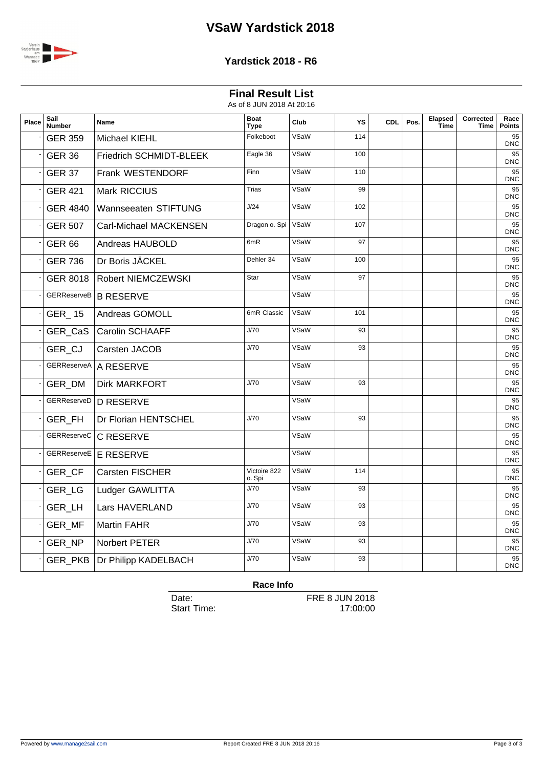# VSaW Yardstick 2018

## Yardstick 2018 - R6

### Final Result List

As of 8 JUN 2018 At 20:16

| Place | Sail Number | Name | Boat Type | Club | YS | CDL | Pos. | Elapsed Time | Corrected Time | Race Points |
|---|---|---|---|---|---|---|---|---|---|---|
| - | GER 359 | Michael KIEHL | Folkeboot | VSaW | 114 | | | | | 95 DNC |
| - | GER 36 | Friedrich SCHMIDT-BLEEK | Eagle 36 | VSaW | 100 | | | | | 95 DNC |
| - | GER 37 | Frank WESTENDORF | Finn | VSaW | 110 | | | | | 95 DNC |
| - | GER 421 | Mark RICCIUS | Trias | VSaW | 99 | | | | | 95 DNC |
| - | GER 4840 | Wannseeaten STIFTUNG | J/24 | VSaW | 102 | | | | | 95 DNC |
| - | GER 507 | Carl-Michael MACKENSEN | Dragon o. Spi | VSaW | 107 | | | | | 95 DNC |
| - | GER 66 | Andreas HAUBOLD | 6mR | VSaW | 97 | | | | | 95 DNC |
| - | GER 736 | Dr Boris JÄCKEL | Dehler 34 | VSaW | 100 | | | | | 95 DNC |
| - | GER 8018 | Robert NIEMCZEWSKI | Star | VSaW | 97 | | | | | 95 DNC |
| - | GERReserveB | B RESERVE | | VSaW | | | | | | 95 DNC |
| - | GER_ 15 | Andreas GOMOLL | 6mR Classic | VSaW | 101 | | | | | 95 DNC |
| - | GER_CaS | Carolin SCHAAFF | J/70 | VSaW | 93 | | | | | 95 DNC |
| - | GER_CJ | Carsten JACOB | J/70 | VSaW | 93 | | | | | 95 DNC |
| - | GERReserveA | A RESERVE | | VSaW | | | | | | 95 DNC |
| - | GER_DM | Dirk MARKFORT | J/70 | VSaW | 93 | | | | | 95 DNC |
| - | GERReserveD | D RESERVE | | VSaW | | | | | | 95 DNC |
| - | GER_FH | Dr Florian HENTSCHEL | J/70 | VSaW | 93 | | | | | 95 DNC |
| - | GERReserveC | C RESERVE | | VSaW | | | | | | 95 DNC |
| - | GERReserveE | E RESERVE | | VSaW | | | | | | 95 DNC |
| - | GER_CF | Carsten FISCHER | Victoire 822 o. Spi | VSaW | 114 | | | | | 95 DNC |
| - | GER_LG | Ludger GAWLITTA | J/70 | VSaW | 93 | | | | | 95 DNC |
| - | GER_LH | Lars HAVERLAND | J/70 | VSaW | 93 | | | | | 95 DNC |
| - | GER_MF | Martin FAHR | J/70 | VSaW | 93 | | | | | 95 DNC |
| - | GER_NP | Norbert PETER | J/70 | VSaW | 93 | | | | | 95 DNC |
| - | GER_PKB | Dr Philipp KADELBACH | J/70 | VSaW | 93 | | | | | 95 DNC |

**Race Info**

| | |
|---|---|
| Date: | FRE 8 JUN 2018 |
| Start Time: | 17:00:00 |

Powered by www.manage2sail.com — Report Created FRE 8 JUN 2018 20:16